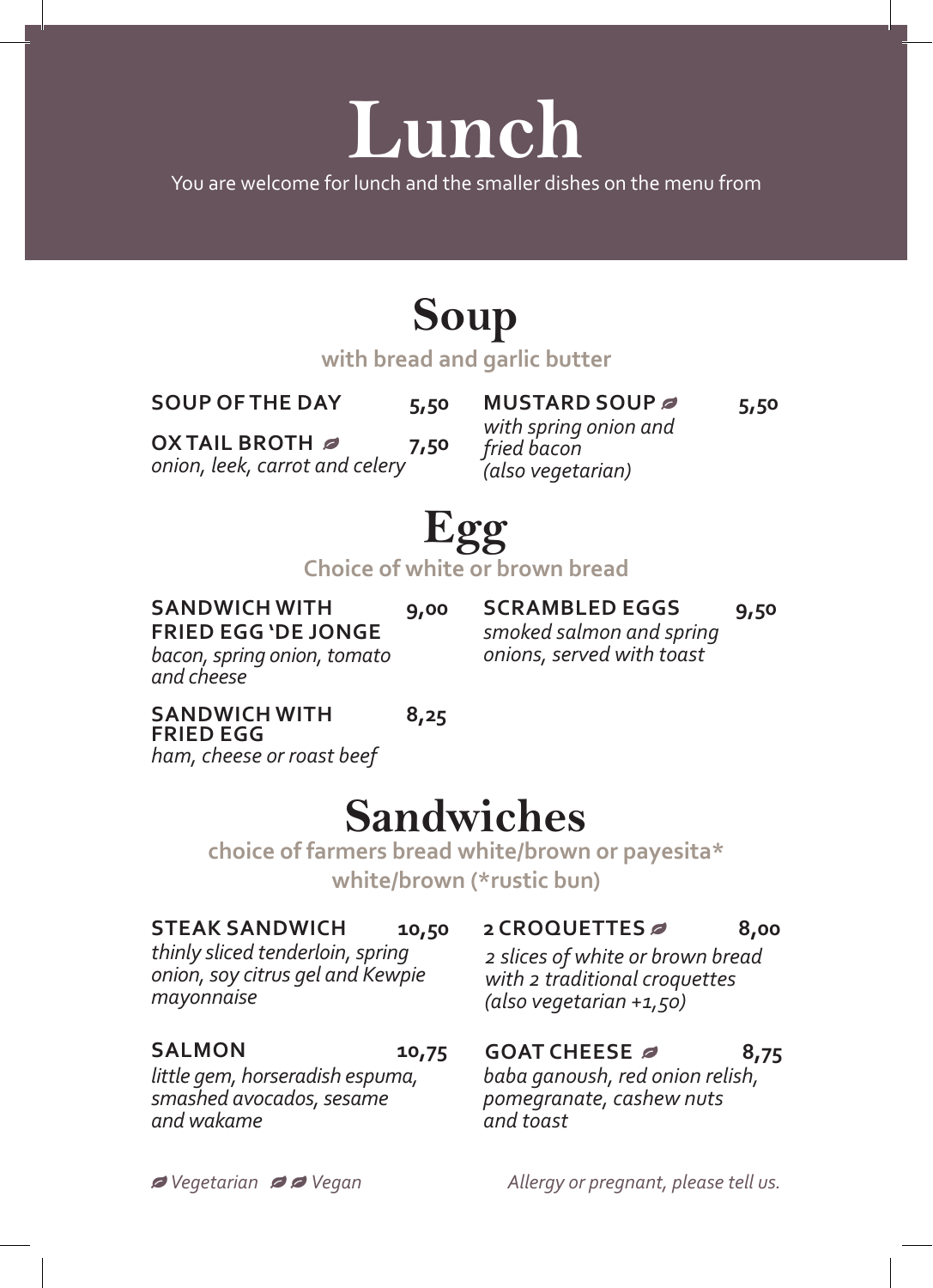# Lunch

You are welcome for lunch and the smaller dishes on the menu from

## Soup

with bread and garlic butter

**SOUP OF THE DAY** 5,50

**OX TAIL BROTH** 🍃 7,50
*onion, leek, carrot and celery*

**MUSTARD SOUP** 🍃 5,50
*with spring onion and fried bacon (also vegetarian)*

## Egg

Choice of white or brown bread

**SANDWICH WITH FRIED EGG 'DE JONGE** 9,00
*bacon, spring onion, tomato and cheese*

**SANDWICH WITH FRIED EGG** 8,25
*ham, cheese or roast beef*

**SCRAMBLED EGGS** 9,50
*smoked salmon and spring onions, served with toast*

## Sandwiches

choice of farmers bread white/brown or payesita* white/brown (*rustic bun)

**STEAK SANDWICH** 10,50
*thinly sliced tenderloin, spring onion, soy citrus gel and Kewpie mayonnaise*

**SALMON** 10,75
*little gem, horseradish espuma, smashed avocados, sesame and wakame*

**2 CROQUETTES** 🍃 8,00
*2 slices of white or brown bread with 2 traditional croquettes (also vegetarian +1,50)*

**GOAT CHEESE** 🍃 8,75
*baba ganoush, red onion relish, pomegranate, cashew nuts and toast*

*🍃 Vegetarian 🍃🍃 Vegan*

*Allergy or pregnant, please tell us.*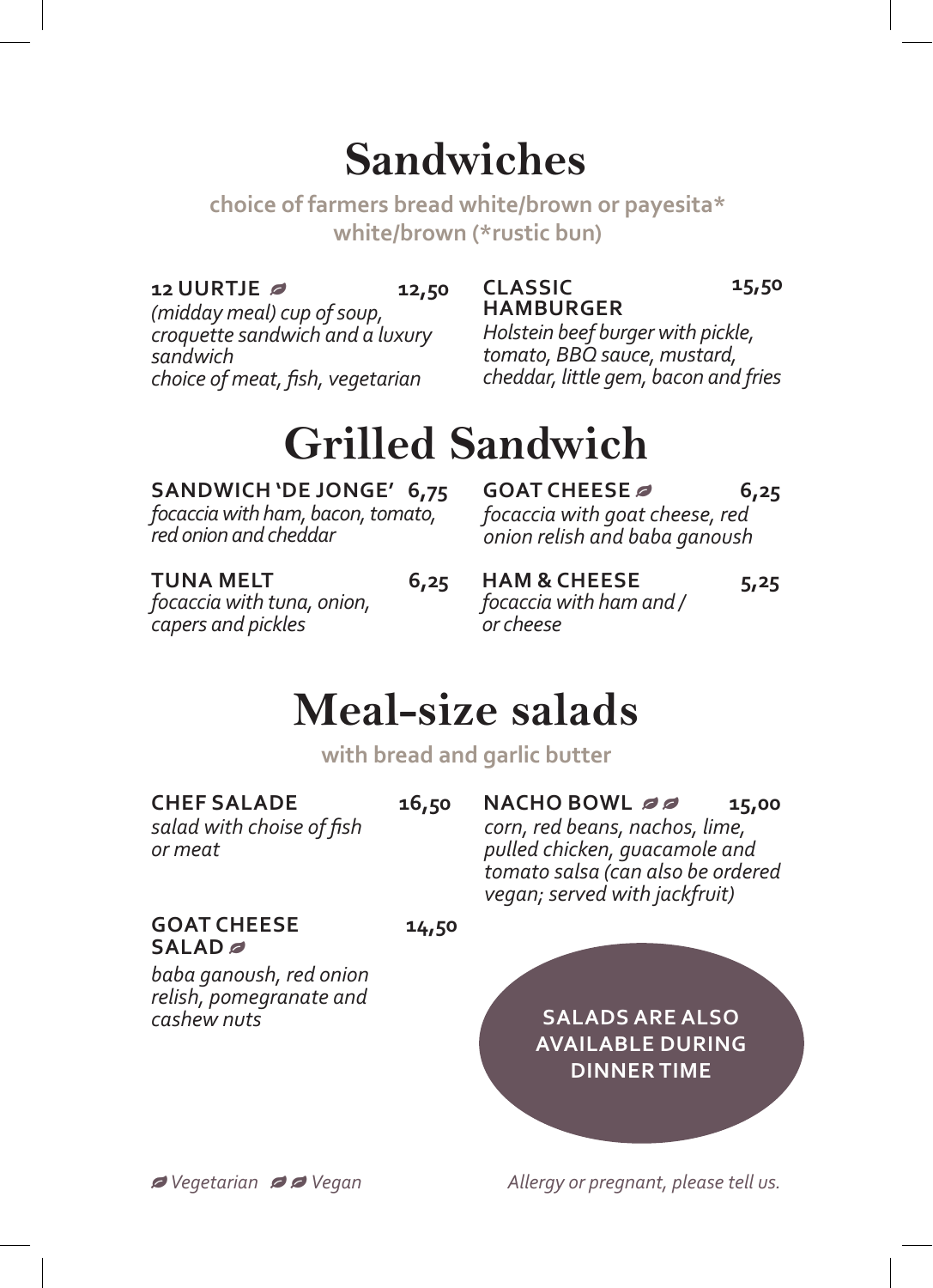# Sandwiches

choice of farmers bread white/brown or payesita* white/brown (*rustic bun)

**12 UURTJE** 🍃 **12,50**
*(midday meal) cup of soup, croquette sandwich and a luxury sandwich*
*choice of meat, fish, vegetarian*

**CLASSIC HAMBURGER** **15,50**
*Holstein beef burger with pickle, tomato, BBQ sauce, mustard, cheddar, little gem, bacon and fries*

# Grilled Sandwich

**SANDWICH 'DE JONGE'** **6,75**
*focaccia with ham, bacon, tomato, red onion and cheddar*

**TUNA MELT** **6,25**
*focaccia with tuna, onion, capers and pickles*

**GOAT CHEESE** 🍃 **6,25**
*focaccia with goat cheese, red onion relish and baba ganoush*

**HAM & CHEESE** **5,25**
*focaccia with ham and / or cheese*

# Meal-size salads

with bread and garlic butter

**CHEF SALADE** **16,50**
*salad with choise of fish or meat*

**GOAT CHEESE SALAD** 🍃 **14,50**
*baba ganoush, red onion relish, pomegranate and cashew nuts*

**NACHO BOWL** 🍃🍃 **15,00**
*corn, red beans, nachos, lime, pulled chicken, guacamole and tomato salsa (can also be ordered vegan; served with jackfruit)*

**SALADS ARE ALSO AVAILABLE DURING DINNER TIME**

*🍃 Vegetarian 🍃🍃 Vegan*

*Allergy or pregnant, please tell us.*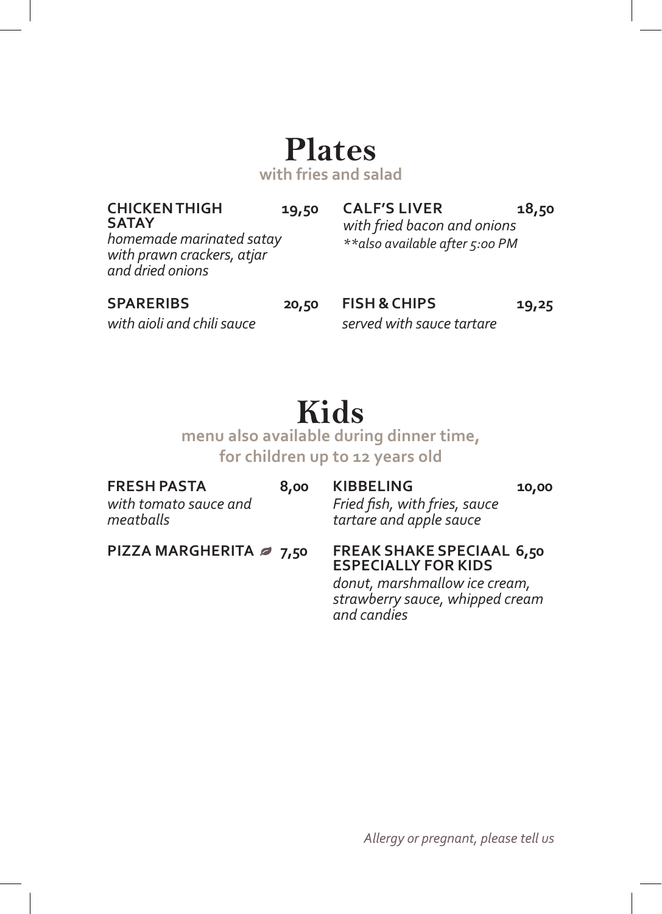# Plates

**with fries and salad**

**CHICKEN THIGH SATAY** 19,50
*homemade marinated satay with prawn crackers, atjar and dried onions*

**SPARERIBS** 20,50
*with aioli and chili sauce*

**CALF'S LIVER** 18,50
*with fried bacon and onions*
*\*\*also available after 5:00 PM*

**FISH & CHIPS** 19,25
*served with sauce tartare*

# Kids

**menu also available during dinner time, for children up to 12 years old**

**FRESH PASTA** 8,00
*with tomato sauce and meatballs*

**PIZZA MARGHERITA** 7,50

**KIBBELING** 10,00
*Fried fish, with fries, sauce tartare and apple sauce*

**FREAK SHAKE SPECIAAL ESPECIALLY FOR KIDS** 6,50
*donut, marshmallow ice cream, strawberry sauce, whipped cream and candies*

*Allergy or pregnant, please tell us*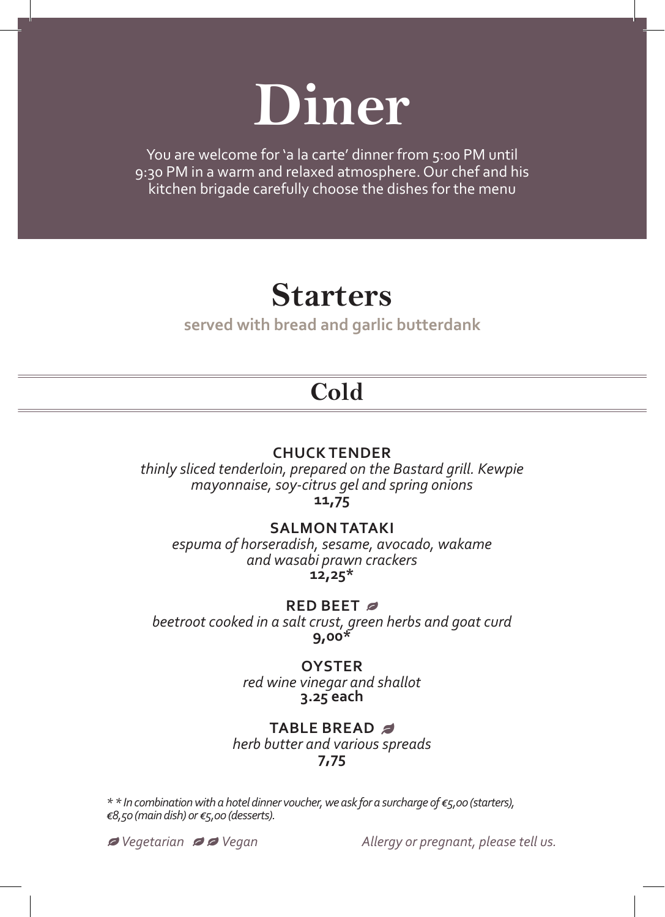# Diner

You are welcome for 'a la carte' dinner from 5:00 PM until 9:30 PM in a warm and relaxed atmosphere. Our chef and his kitchen brigade carefully choose the dishes for the menu

## Starters

**served with bread and garlic butterdank**

### Cold

**CHUCK TENDER**
*thinly sliced tenderloin, prepared on the Bastard grill. Kewpie mayonnaise, soy-citrus gel and spring onions*
**11,75**

**SALMON TATAKI**
*espuma of horseradish, sesame, avocado, wakame and wasabi prawn crackers*
**12,25***

**RED BEET** 🍃
*beetroot cooked in a salt crust, green herbs and goat curd*
**9,00***

**OYSTER**
*red wine vinegar and shallot*
**3.25 each**

**TABLE BREAD** 🍃
*herb butter and various spreads*
**7,75**

*\* \* In combination with a hotel dinner voucher, we ask for a surcharge of €5,00 (starters), €8,50 (main dish) or €5,00 (desserts).*

🍃 *Vegetarian* 🍃🍃 *Vegan*

*Allergy or pregnant, please tell us.*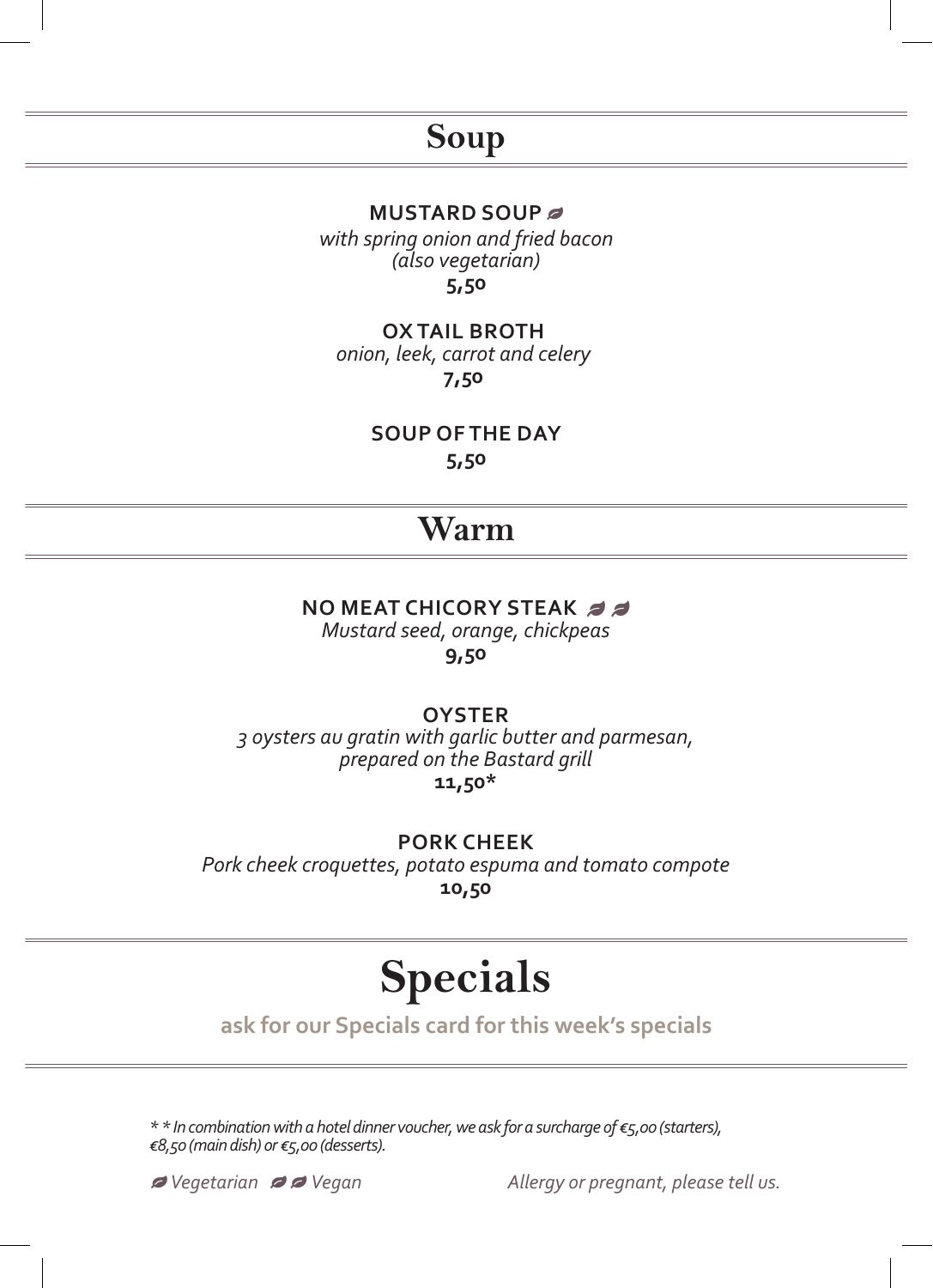## Soup

**MUSTARD SOUP** 🍃
*with spring onion and fried bacon*
*(also vegetarian)*
**5,50**

**OX TAIL BROTH**
*onion, leek, carrot and celery*
**7,50**

**SOUP OF THE DAY**
**5,50**

## Warm

**NO MEAT CHICORY STEAK** 🍃🍃
*Mustard seed, orange, chickpeas*
**9,50**

**OYSTER**
*3 oysters au gratin with garlic butter and parmesan,*
*prepared on the Bastard grill*
**11,50***

**PORK CHEEK**
*Pork cheek croquettes, potato espuma and tomato compote*
**10,50**

## Specials

**ask for our Specials card for this week's specials**

*\* * In combination with a hotel dinner voucher, we ask for a surcharge of €5,00 (starters), €8,50 (main dish) or €5,00 (desserts).*

*🍃 Vegetarian 🍃🍃 Vegan*

*Allergy or pregnant, please tell us.*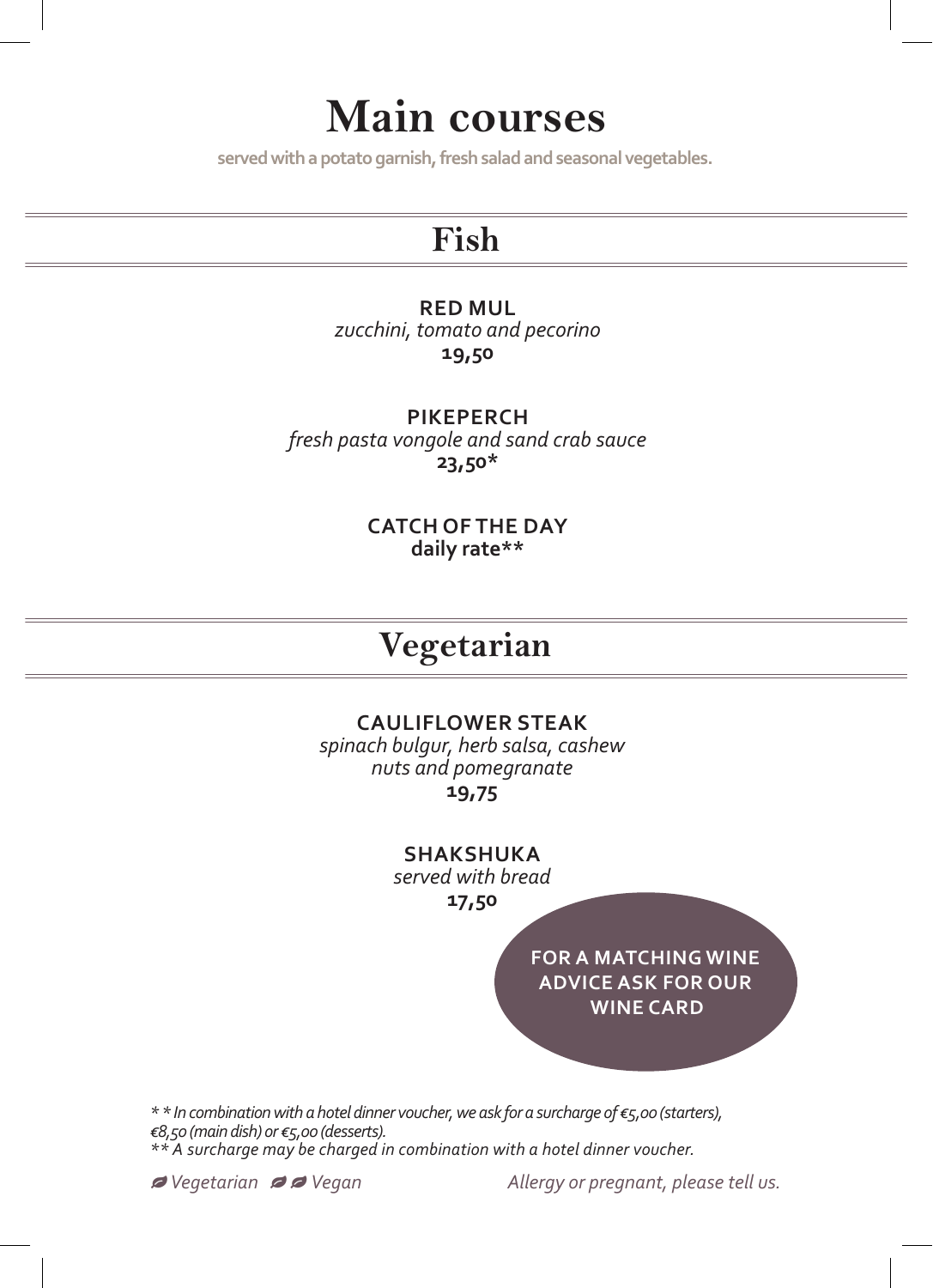# Main courses

served with a potato garnish, fresh salad and seasonal vegetables.

## Fish

**RED MUL**
*zucchini, tomato and pecorino*
**19,50**

**PIKEPERCH**
*fresh pasta vongole and sand crab sauce*
**23,50***

**CATCH OF THE DAY**
**daily rate****

## Vegetarian

**CAULIFLOWER STEAK**
*spinach bulgur, herb salsa, cashew nuts and pomegranate*
**19,75**

**SHAKSHUKA**
*served with bread*
**17,50**

**FOR A MATCHING WINE ADVICE ASK FOR OUR WINE CARD**

*\* In combination with a hotel dinner voucher, we ask for a surcharge of €5,00 (starters), €8,50 (main dish) or €5,00 (desserts).*
*** A surcharge may be charged in combination with a hotel dinner voucher.*

*Vegetarian* *Vegan* *Allergy or pregnant, please tell us.*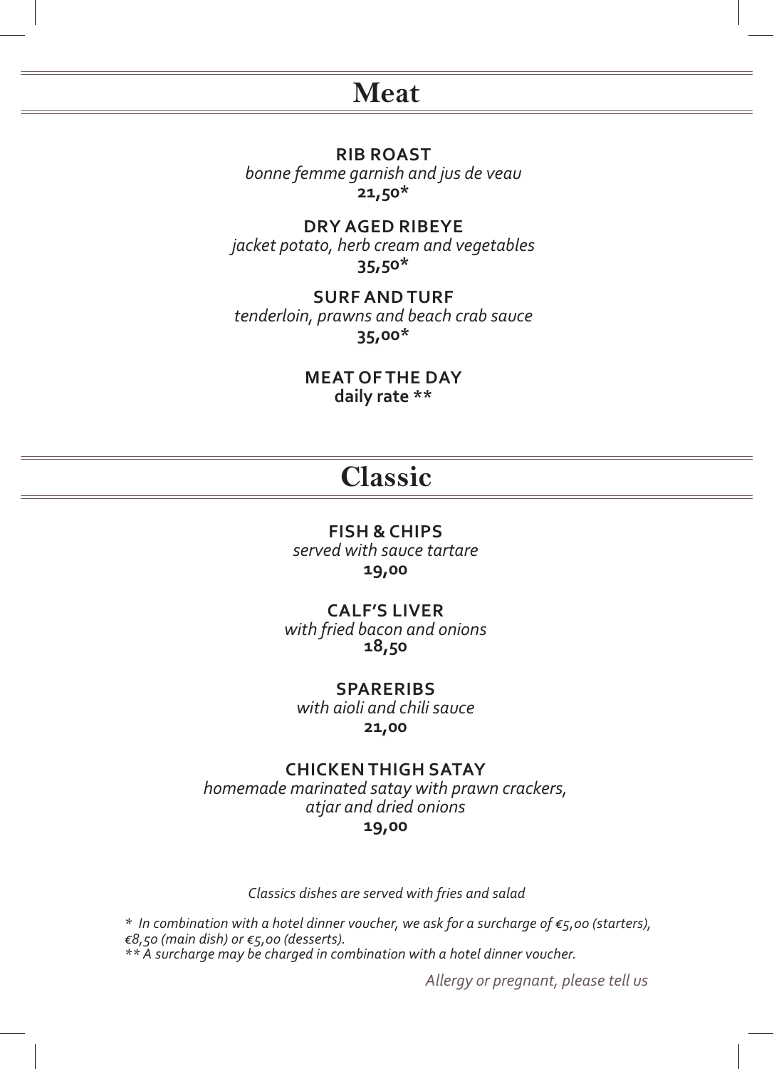# Meat

**RIB ROAST**
*bonne femme garnish and jus de veau*
**21,50***

**DRY AGED RIBEYE**
*jacket potato, herb cream and vegetables*
**35,50***

**SURF AND TURF**
*tenderloin, prawns and beach crab sauce*
**35,00***

**MEAT OF THE DAY**
**daily rate ****

# Classic

**FISH & CHIPS**
*served with sauce tartare*
**19,00**

**CALF'S LIVER**
*with fried bacon and onions*
**18,50**

**SPARERIBS**
*with aioli and chili sauce*
**21,00**

**CHICKEN THIGH SATAY**
*homemade marinated satay with prawn crackers, atjar and dried onions*
**19,00**

*Classics dishes are served with fries and salad*

*\* In combination with a hotel dinner voucher, we ask for a surcharge of €5,00 (starters), €8,50 (main dish) or €5,00 (desserts).*
*\*\* A surcharge may be charged in combination with a hotel dinner voucher.*

*Allergy or pregnant, please tell us*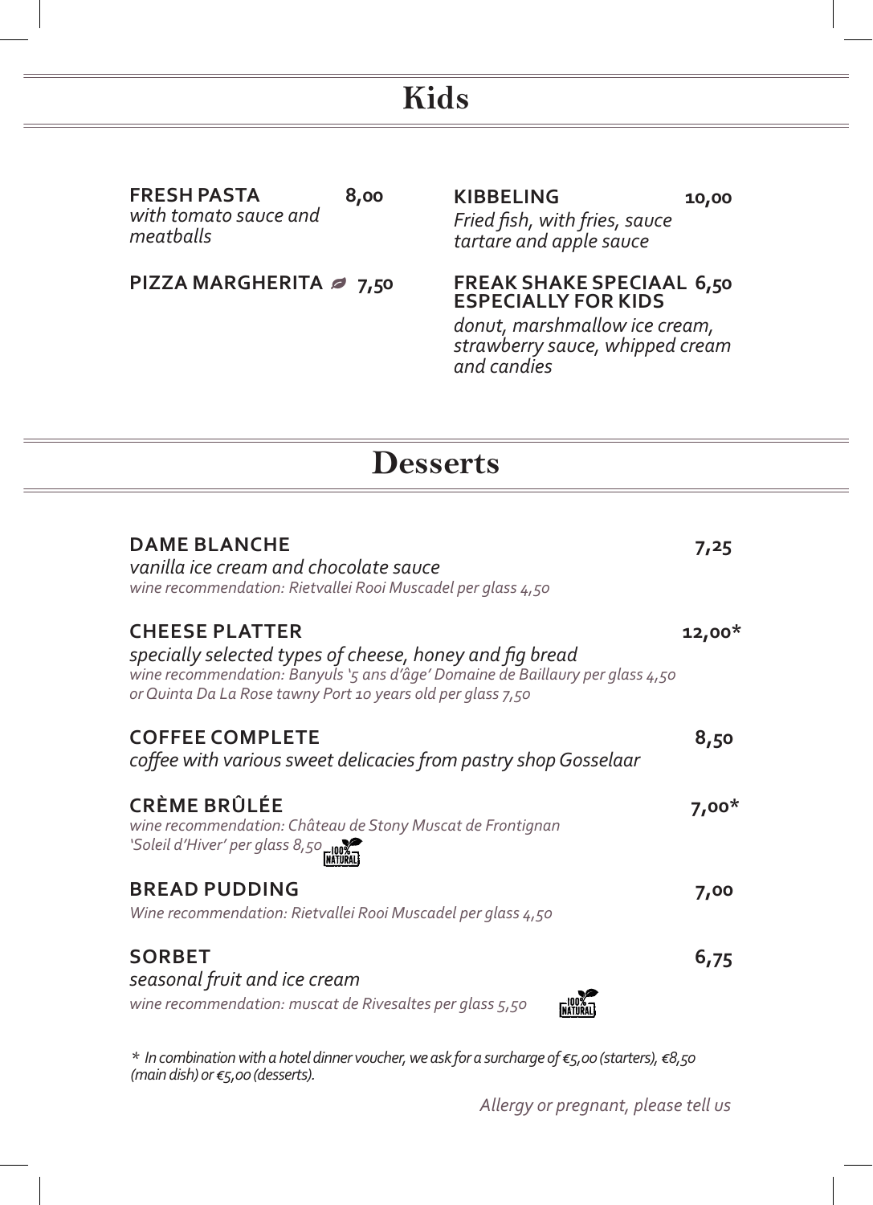# Kids

**FRESH PASTA** **8,00**
*with tomato sauce and meatballs*

**PIZZA MARGHERITA** **7,50**

**KIBBELING** **10,00**
*Fried fish, with fries, sauce tartare and apple sauce*

**FREAK SHAKE SPECIAAL ESPECIALLY FOR KIDS** **6,50**
*donut, marshmallow ice cream, strawberry sauce, whipped cream and candies*

# Desserts

**DAME BLANCHE** **7,25**
*vanilla ice cream and chocolate sauce*
*wine recommendation: Rietvallei Rooi Muscadel per glass 4,50*

**CHEESE PLATTER** **12,00***
*specially selected types of cheese, honey and fig bread*
*wine recommendation: Banyuls '5 ans d'âge' Domaine de Baillaury per glass 4,50 or Quinta Da La Rose tawny Port 10 years old per glass 7,50*

**COFFEE COMPLETE** **8,50**
*coffee with various sweet delicacies from pastry shop Gosselaar*

**CRÈME BRÛLÉE** **7,00***
*wine recommendation: Château de Stony Muscat de Frontignan 'Soleil d'Hiver' per glass 8,50*

**BREAD PUDDING** **7,00**
*Wine recommendation: Rietvallei Rooi Muscadel per glass 4,50*

**SORBET** **6,75**
*seasonal fruit and ice cream*
*wine recommendation: muscat de Rivesaltes per glass 5,50*

*\* In combination with a hotel dinner voucher, we ask for a surcharge of €5,00 (starters), €8,50 (main dish) or €5,00 (desserts).*

*Allergy or pregnant, please tell us*